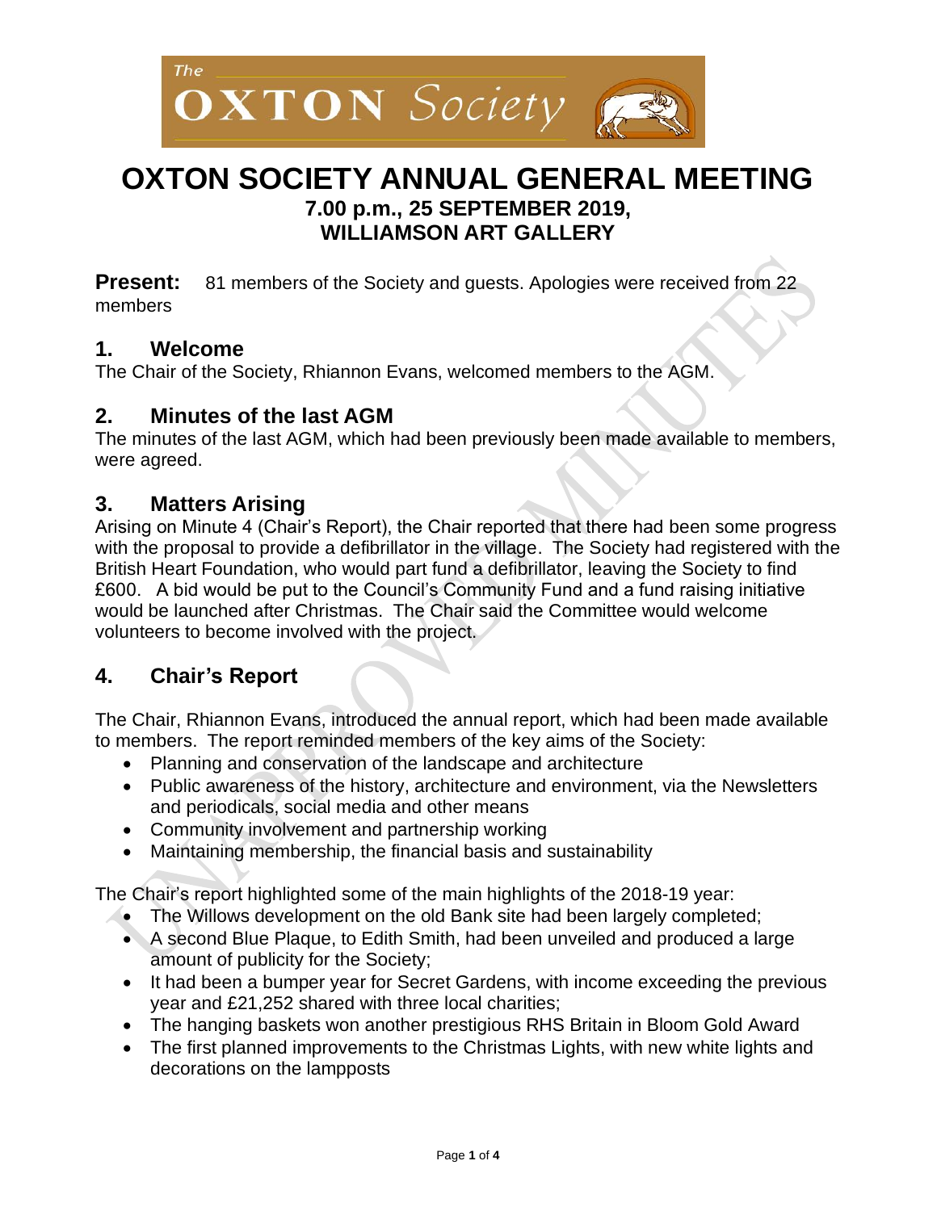# OXTON SOCIETY ANNUAL GENERAL MEETING

**7.00 p.m., 25 SEPTEMBER 2019,**
**WILLIAMSON ART GALLERY**

**Present:** 81 members of the Society and guests. Apologies were received from 22 members

## 1. Welcome

The Chair of the Society, Rhiannon Evans, welcomed members to the AGM.

## 2. Minutes of the last AGM

The minutes of the last AGM, which had been previously been made available to members, were agreed.

## 3. Matters Arising

Arising on Minute 4 (Chair's Report), the Chair reported that there had been some progress with the proposal to provide a defibrillator in the village. The Society had registered with the British Heart Foundation, who would part fund a defibrillator, leaving the Society to find £600. A bid would be put to the Council's Community Fund and a fund raising initiative would be launched after Christmas. The Chair said the Committee would welcome volunteers to become involved with the project.

## 4. Chair's Report

The Chair, Rhiannon Evans, introduced the annual report, which had been made available to members. The report reminded members of the key aims of the Society:

- Planning and conservation of the landscape and architecture
- Public awareness of the history, architecture and environment, via the Newsletters and periodicals, social media and other means
- Community involvement and partnership working
- Maintaining membership, the financial basis and sustainability

The Chair's report highlighted some of the main highlights of the 2018-19 year:

- The Willows development on the old Bank site had been largely completed;
- A second Blue Plaque, to Edith Smith, had been unveiled and produced a large amount of publicity for the Society;
- It had been a bumper year for Secret Gardens, with income exceeding the previous year and £21,252 shared with three local charities;
- The hanging baskets won another prestigious RHS Britain in Bloom Gold Award
- The first planned improvements to the Christmas Lights, with new white lights and decorations on the lampposts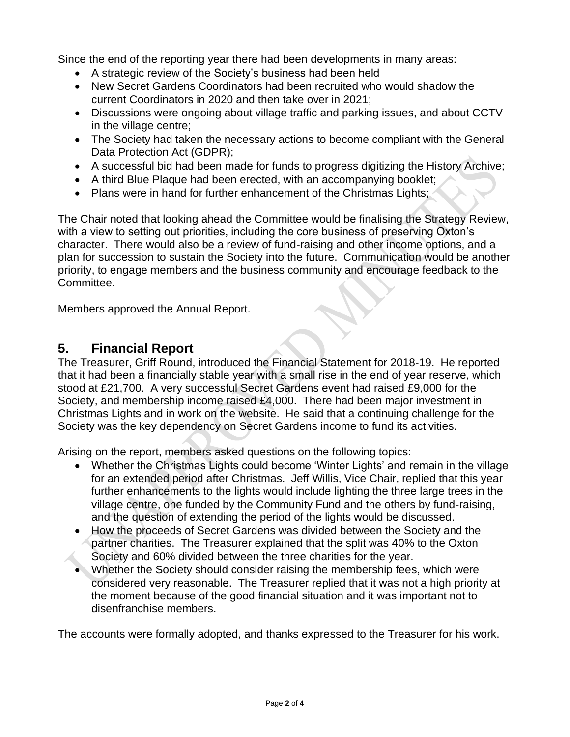Since the end of the reporting year there had been developments in many areas:

- A strategic review of the Society's business had been held
- New Secret Gardens Coordinators had been recruited who would shadow the current Coordinators in 2020 and then take over in 2021;
- Discussions were ongoing about village traffic and parking issues, and about CCTV in the village centre;
- The Society had taken the necessary actions to become compliant with the General Data Protection Act (GDPR);
- A successful bid had been made for funds to progress digitizing the History Archive;
- A third Blue Plaque had been erected, with an accompanying booklet;
- Plans were in hand for further enhancement of the Christmas Lights;

The Chair noted that looking ahead the Committee would be finalising the Strategy Review, with a view to setting out priorities, including the core business of preserving Oxton's character. There would also be a review of fund-raising and other income options, and a plan for succession to sustain the Society into the future. Communication would be another priority, to engage members and the business community and encourage feedback to the Committee.

Members approved the Annual Report.

## 5. Financial Report

The Treasurer, Griff Round, introduced the Financial Statement for 2018-19. He reported that it had been a financially stable year with a small rise in the end of year reserve, which stood at £21,700. A very successful Secret Gardens event had raised £9,000 for the Society, and membership income raised £4,000. There had been major investment in Christmas Lights and in work on the website. He said that a continuing challenge for the Society was the key dependency on Secret Gardens income to fund its activities.

Arising on the report, members asked questions on the following topics:

- Whether the Christmas Lights could become 'Winter Lights' and remain in the village for an extended period after Christmas. Jeff Willis, Vice Chair, replied that this year further enhancements to the lights would include lighting the three large trees in the village centre, one funded by the Community Fund and the others by fund-raising, and the question of extending the period of the lights would be discussed.
- How the proceeds of Secret Gardens was divided between the Society and the partner charities. The Treasurer explained that the split was 40% to the Oxton Society and 60% divided between the three charities for the year.
- Whether the Society should consider raising the membership fees, which were considered very reasonable. The Treasurer replied that it was not a high priority at the moment because of the good financial situation and it was important not to disenfranchise members.

The accounts were formally adopted, and thanks expressed to the Treasurer for his work.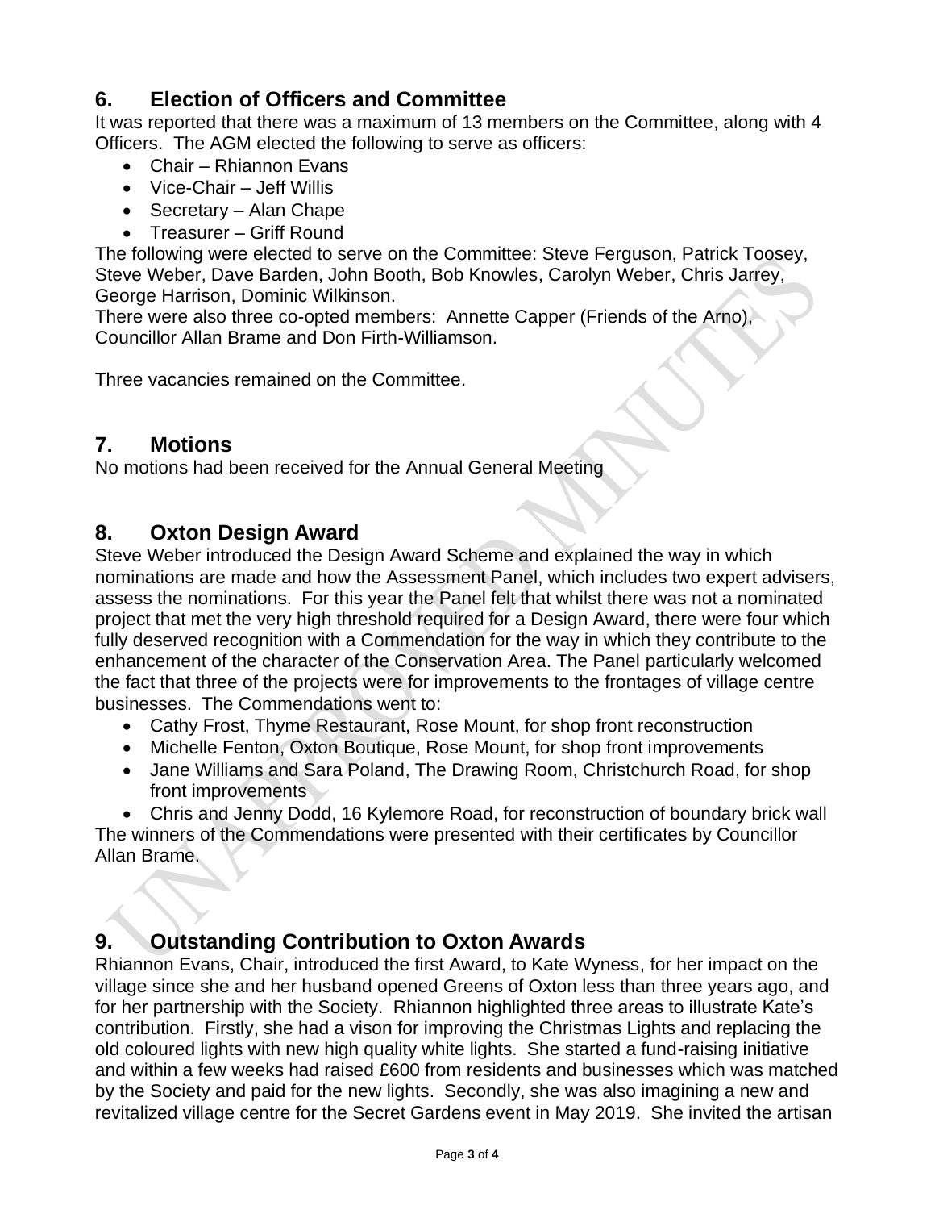## 6. Election of Officers and Committee

It was reported that there was a maximum of 13 members on the Committee, along with 4 Officers. The AGM elected the following to serve as officers:

- Chair – Rhiannon Evans
- Vice-Chair – Jeff Willis
- Secretary – Alan Chape
- Treasurer – Griff Round

The following were elected to serve on the Committee: Steve Ferguson, Patrick Toosey, Steve Weber, Dave Barden, John Booth, Bob Knowles, Carolyn Weber, Chris Jarrey, George Harrison, Dominic Wilkinson.

There were also three co-opted members: Annette Capper (Friends of the Arno), Councillor Allan Brame and Don Firth-Williamson.

Three vacancies remained on the Committee.

## 7. Motions

No motions had been received for the Annual General Meeting

## 8. Oxton Design Award

Steve Weber introduced the Design Award Scheme and explained the way in which nominations are made and how the Assessment Panel, which includes two expert advisers, assess the nominations. For this year the Panel felt that whilst there was not a nominated project that met the very high threshold required for a Design Award, there were four which fully deserved recognition with a Commendation for the way in which they contribute to the enhancement of the character of the Conservation Area. The Panel particularly welcomed the fact that three of the projects were for improvements to the frontages of village centre businesses. The Commendations went to:

- Cathy Frost, Thyme Restaurant, Rose Mount, for shop front reconstruction
- Michelle Fenton, Oxton Boutique, Rose Mount, for shop front improvements
- Jane Williams and Sara Poland, The Drawing Room, Christchurch Road, for shop front improvements
- Chris and Jenny Dodd, 16 Kylemore Road, for reconstruction of boundary brick wall

The winners of the Commendations were presented with their certificates by Councillor Allan Brame.

## 9. Outstanding Contribution to Oxton Awards

Rhiannon Evans, Chair, introduced the first Award, to Kate Wyness, for her impact on the village since she and her husband opened Greens of Oxton less than three years ago, and for her partnership with the Society. Rhiannon highlighted three areas to illustrate Kate's contribution. Firstly, she had a vison for improving the Christmas Lights and replacing the old coloured lights with new high quality white lights. She started a fund-raising initiative and within a few weeks had raised £600 from residents and businesses which was matched by the Society and paid for the new lights. Secondly, she was also imagining a new and revitalized village centre for the Secret Gardens event in May 2019. She invited the artisan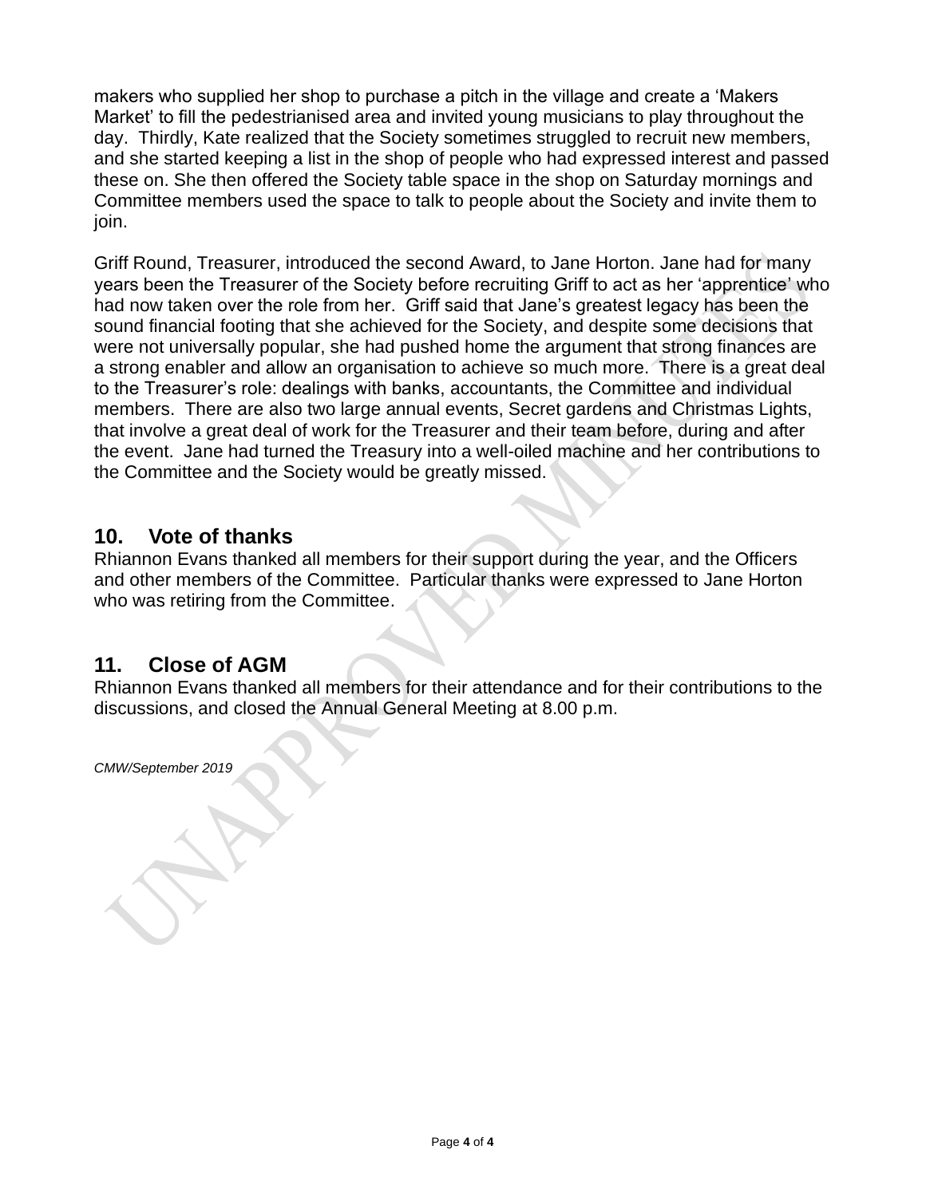makers who supplied her shop to purchase a pitch in the village and create a 'Makers Market' to fill the pedestrianised area and invited young musicians to play throughout the day. Thirdly, Kate realized that the Society sometimes struggled to recruit new members, and she started keeping a list in the shop of people who had expressed interest and passed these on. She then offered the Society table space in the shop on Saturday mornings and Committee members used the space to talk to people about the Society and invite them to join.

Griff Round, Treasurer, introduced the second Award, to Jane Horton. Jane had for many years been the Treasurer of the Society before recruiting Griff to act as her 'apprentice' who had now taken over the role from her. Griff said that Jane's greatest legacy has been the sound financial footing that she achieved for the Society, and despite some decisions that were not universally popular, she had pushed home the argument that strong finances are a strong enabler and allow an organisation to achieve so much more. There is a great deal to the Treasurer's role: dealings with banks, accountants, the Committee and individual members. There are also two large annual events, Secret gardens and Christmas Lights, that involve a great deal of work for the Treasurer and their team before, during and after the event. Jane had turned the Treasury into a well-oiled machine and her contributions to the Committee and the Society would be greatly missed.

## 10. Vote of thanks

Rhiannon Evans thanked all members for their support during the year, and the Officers and other members of the Committee. Particular thanks were expressed to Jane Horton who was retiring from the Committee.

## 11. Close of AGM

Rhiannon Evans thanked all members for their attendance and for their contributions to the discussions, and closed the Annual General Meeting at 8.00 p.m.

*CMW/September 2019*